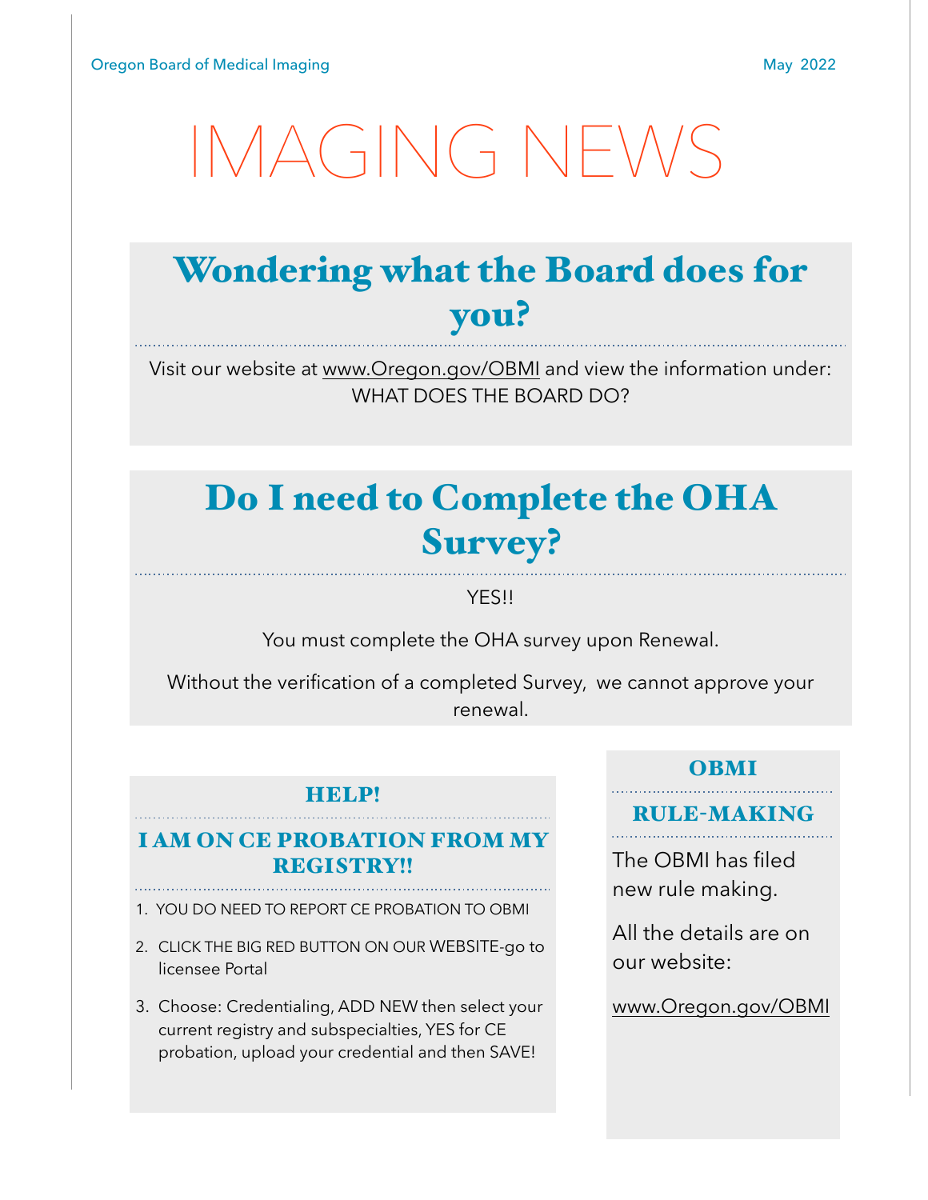# IMAGING NEWS

## Wondering what the Board does for you?

Visit our website at www.Oregon.gov/OBMI and view the information under: WHAT DOES THE BOARD DO?

## Do I need to Complete the OHA Survey?

YES!!

You must complete the OHA survey upon Renewal.

Without the verification of a completed Survey, we cannot approve your renewal.

### HELP!

### I AM ON CE PROBATION FROM MY REGISTRY!!

1. YOU DO NEED TO REPORT CE PROBATION TO OBMI
2. CLICK THE BIG RED BUTTON ON OUR WEBSITE-go to licensee Portal
3. Choose: Credentialing, ADD NEW then select your current registry and subspecialties, YES for CE probation, upload your credential and then SAVE!

### OBMI

### RULE-MAKING

The OBMI has filed new rule making.

All the details are on our website:

www.Oregon.gov/OBMI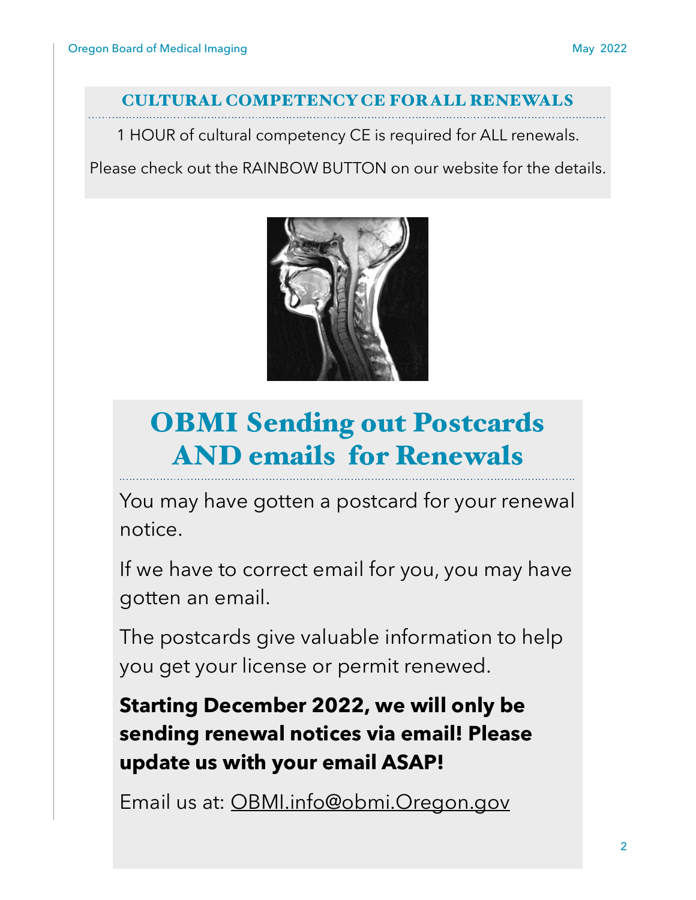## CULTURAL COMPETENCY CE FOR ALL RENEWALS

1 HOUR of cultural competency CE is required for ALL renewals.

Please check out the RAINBOW BUTTON on our website for the details.

## OBMI Sending out Postcards AND emails for Renewals

You may have gotten a postcard for your renewal notice.

If we have to correct email for you, you may have gotten an email.

The postcards give valuable information to help you get your license or permit renewed.

**Starting December 2022, we will only be sending renewal notices via email! Please update us with your email ASAP!**

Email us at: OBMI.info@obmi.Oregon.gov